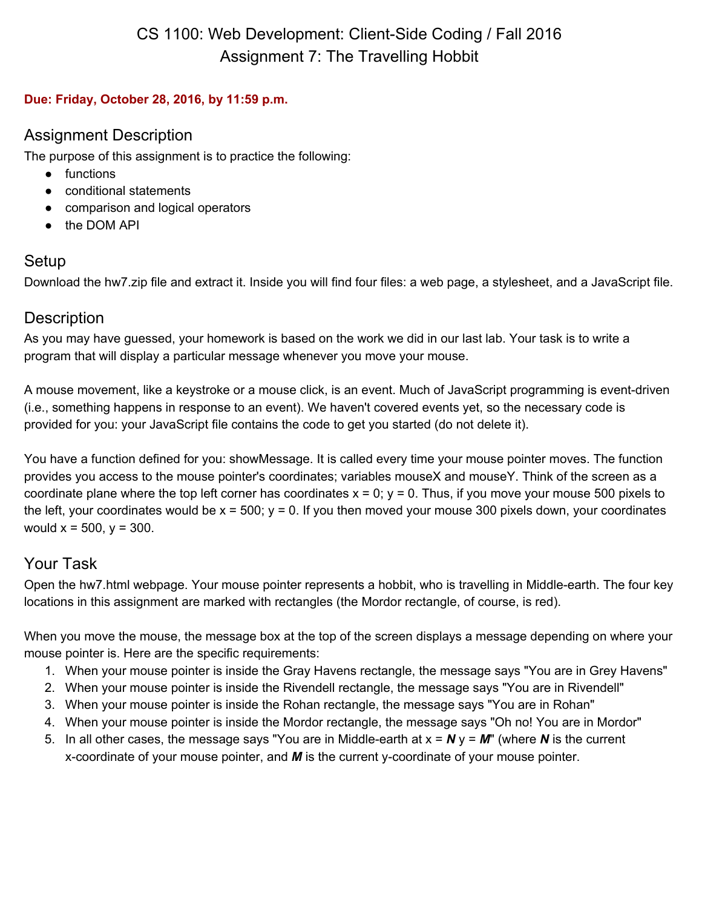# CS 1100: Web Development: Client-Side Coding / Fall 2016
# Assignment 7: The Travelling Hobbit

**Due: Friday, October 28, 2016, by 11:59 p.m.**

## Assignment Description

The purpose of this assignment is to practice the following:

- functions
- conditional statements
- comparison and logical operators
- the DOM API

## Setup

Download the hw7.zip file and extract it. Inside you will find four files: a web page, a stylesheet, and a JavaScript file.

## Description

As you may have guessed, your homework is based on the work we did in our last lab. Your task is to write a program that will display a particular message whenever you move your mouse.

A mouse movement, like a keystroke or a mouse click, is an event. Much of JavaScript programming is event-driven (i.e., something happens in response to an event). We haven't covered events yet, so the necessary code is provided for you: your JavaScript file contains the code to get you started (do not delete it).

You have a function defined for you: showMessage. It is called every time your mouse pointer moves. The function provides you access to the mouse pointer's coordinates; variables mouseX and mouseY. Think of the screen as a coordinate plane where the top left corner has coordinates x = 0; y = 0. Thus, if you move your mouse 500 pixels to the left, your coordinates would be x = 500; y = 0. If you then moved your mouse 300 pixels down, your coordinates would x = 500, y = 300.

## Your Task

Open the hw7.html webpage. Your mouse pointer represents a hobbit, who is travelling in Middle-earth. The four key locations in this assignment are marked with rectangles (the Mordor rectangle, of course, is red).

When you move the mouse, the message box at the top of the screen displays a message depending on where your mouse pointer is. Here are the specific requirements:

1. When your mouse pointer is inside the Gray Havens rectangle, the message says "You are in Grey Havens"
2. When your mouse pointer is inside the Rivendell rectangle, the message says "You are in Rivendell"
3. When your mouse pointer is inside the Rohan rectangle, the message says "You are in Rohan"
4. When your mouse pointer is inside the Mordor rectangle, the message says "Oh no! You are in Mordor"
5. In all other cases, the message says "You are in Middle-earth at x = ***N*** y = ***M***" (where ***N*** is the current x-coordinate of your mouse pointer, and ***M*** is the current y-coordinate of your mouse pointer.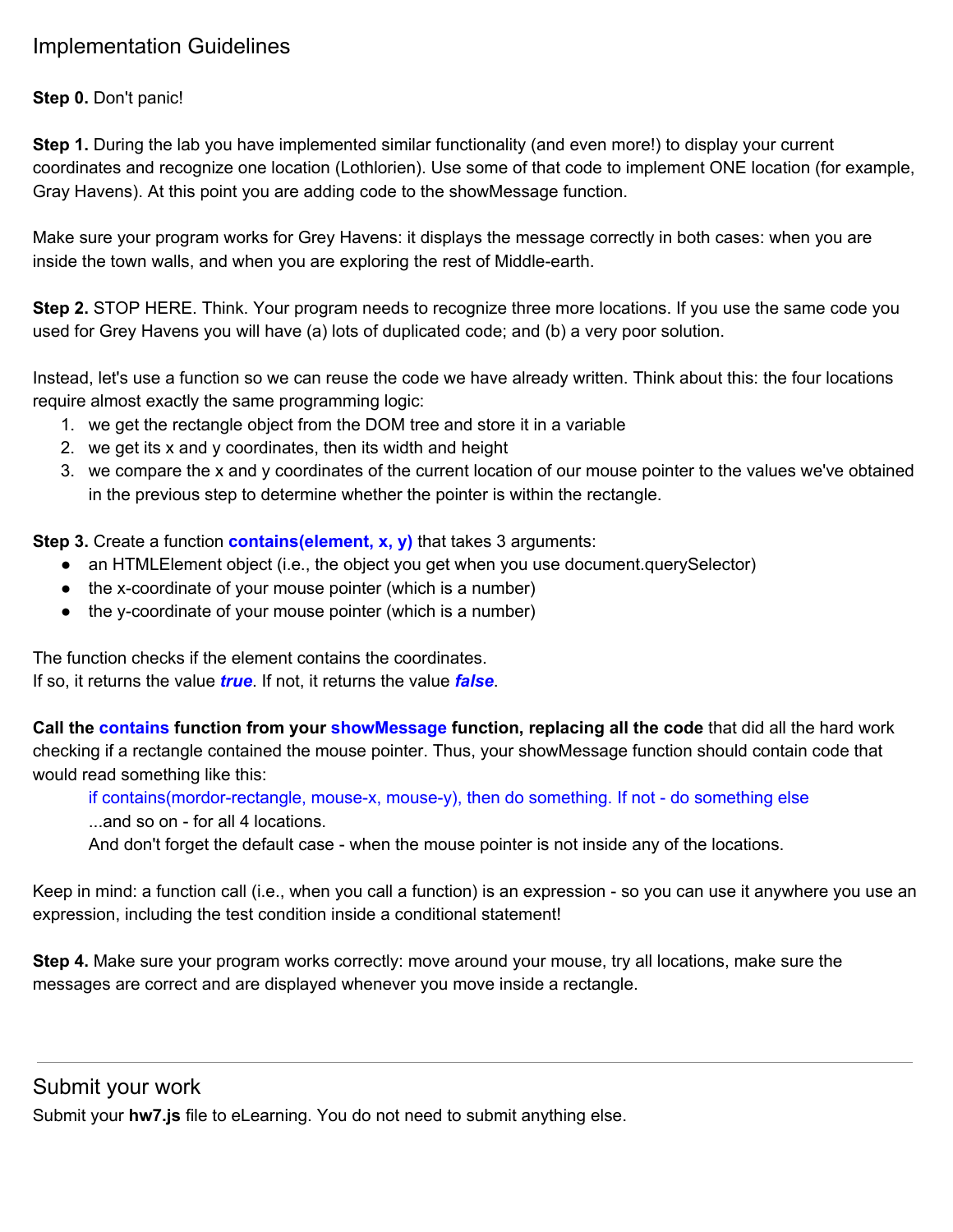## Implementation Guidelines

**Step 0.** Don't panic!

**Step 1.** During the lab you have implemented similar functionality (and even more!) to display your current coordinates and recognize one location (Lothlorien). Use some of that code to implement ONE location (for example, Gray Havens). At this point you are adding code to the showMessage function.

Make sure your program works for Grey Havens: it displays the message correctly in both cases: when you are inside the town walls, and when you are exploring the rest of Middle-earth.

**Step 2.** STOP HERE. Think. Your program needs to recognize three more locations. If you use the same code you used for Grey Havens you will have (a) lots of duplicated code; and (b) a very poor solution.

Instead, let's use a function so we can reuse the code we have already written. Think about this: the four locations require almost exactly the same programming logic:

1. we get the rectangle object from the DOM tree and store it in a variable
2. we get its x and y coordinates, then its width and height
3. we compare the x and y coordinates of the current location of our mouse pointer to the values we've obtained in the previous step to determine whether the pointer is within the rectangle.

**Step 3.** Create a function **contains(element, x, y)** that takes 3 arguments:

- an HTMLElement object (i.e., the object you get when you use document.querySelector)
- the x-coordinate of your mouse pointer (which is a number)
- the y-coordinate of your mouse pointer (which is a number)

The function checks if the element contains the coordinates.
If so, it returns the value ***true***. If not, it returns the value ***false***.

**Call the contains function from your showMessage function, replacing all the code** that did all the hard work checking if a rectangle contained the mouse pointer. Thus, your showMessage function should contain code that would read something like this:

> if contains(mordor-rectangle, mouse-x, mouse-y), then do something. If not - do something else
> ...and so on - for all 4 locations.
> And don't forget the default case - when the mouse pointer is not inside any of the locations.

Keep in mind: a function call (i.e., when you call a function) is an expression - so you can use it anywhere you use an expression, including the test condition inside a conditional statement!

**Step 4.** Make sure your program works correctly: move around your mouse, try all locations, make sure the messages are correct and are displayed whenever you move inside a rectangle.

---

## Submit your work

Submit your **hw7.js** file to eLearning. You do not need to submit anything else.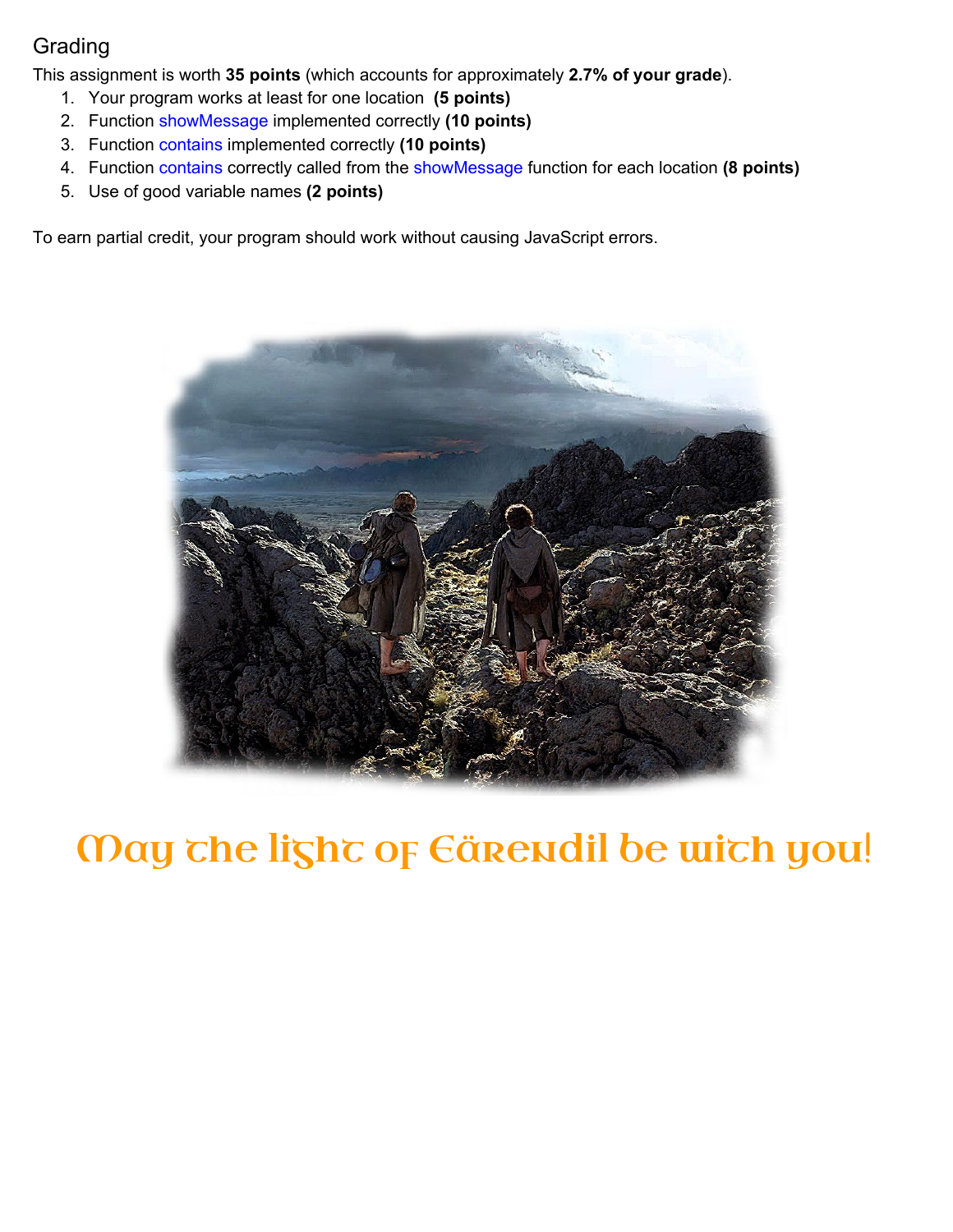## Grading

This assignment is worth **35 points** (which accounts for approximately **2.7% of your grade**).

1. Your program works at least for one location **(5 points)**
2. Function showMessage implemented correctly **(10 points)**
3. Function contains implemented correctly **(10 points)**
4. Function contains correctly called from the showMessage function for each location **(8 points)**
5. Use of good variable names **(2 points)**

To earn partial credit, your program should work without causing JavaScript errors.

May the light of Eärendil be with you!